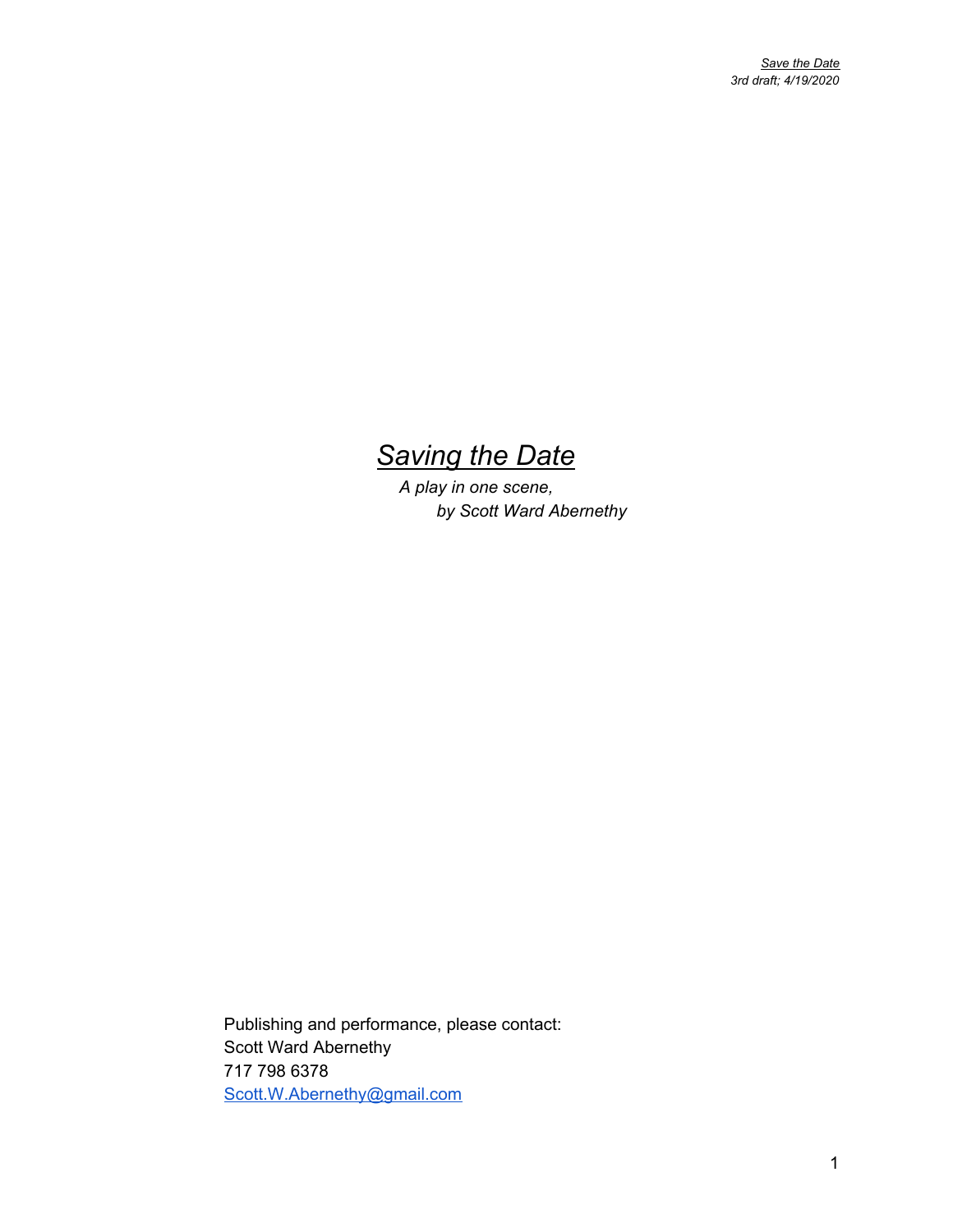# *Saving the Date*

*A play in one scene,*
*by Scott Ward Abernethy*

Publishing and performance, please contact:
Scott Ward Abernethy
717 798 6378
Scott.W.Abernethy@gmail.com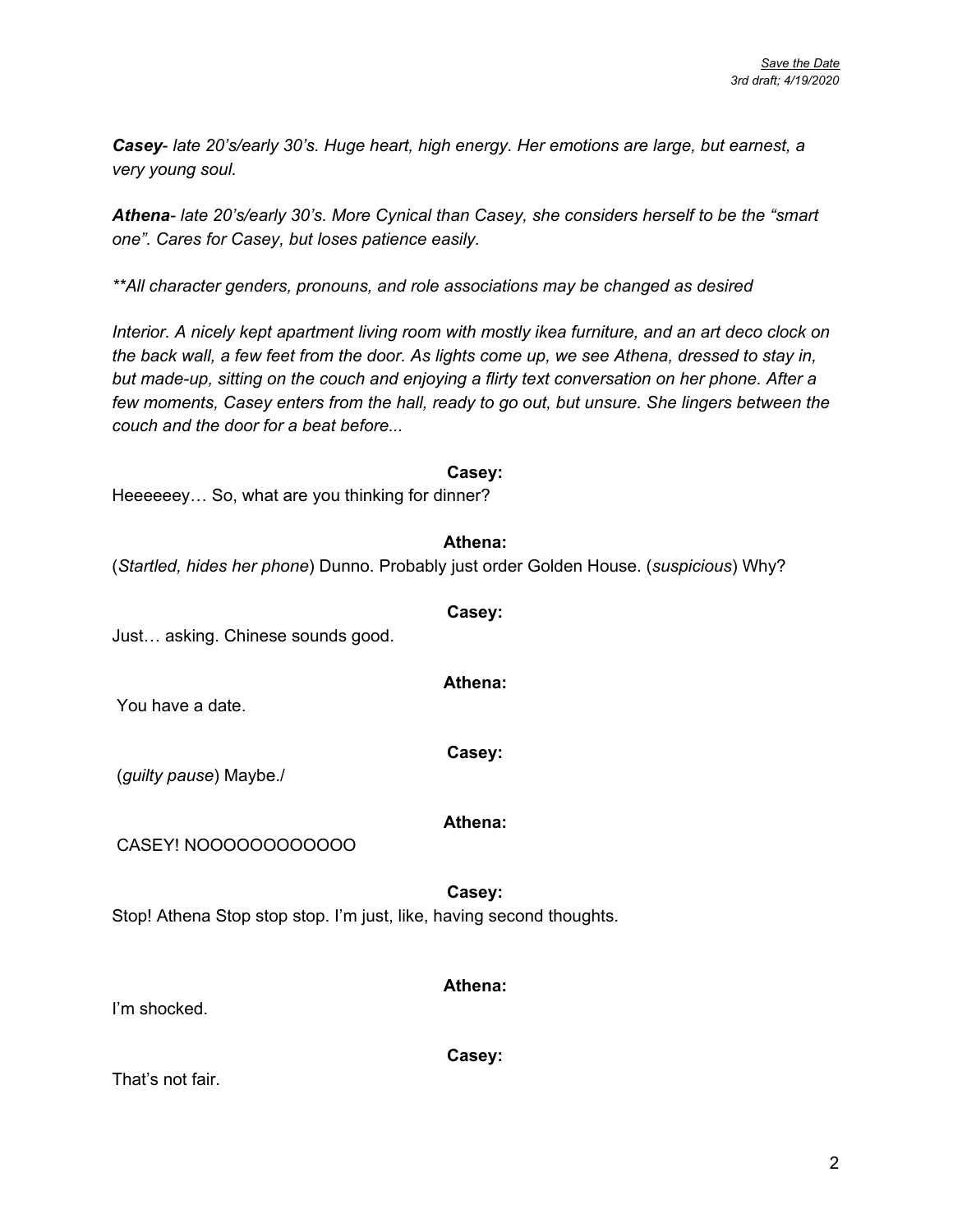***Casey****- late 20's/early 30's. Huge heart, high energy. Her emotions are large, but earnest, a very young soul.*

***Athena****- late 20's/early 30's. More Cynical than Casey, she considers herself to be the "smart one". Cares for Casey, but loses patience easily.*

*\*\*All character genders, pronouns, and role associations may be changed as desired*

*Interior. A nicely kept apartment living room with mostly ikea furniture, and an art deco clock on the back wall, a few feet from the door. As lights come up, we see Athena, dressed to stay in, but made-up, sitting on the couch and enjoying a flirty text conversation on her phone. After a few moments, Casey enters from the hall, ready to go out, but unsure. She lingers between the couch and the door for a beat before...*

**Casey:**

Heeeeeey… So, what are you thinking for dinner?

**Athena:**

(*Startled, hides her phone*) Dunno. Probably just order Golden House. (*suspicious*) Why?

**Casey:**

Just… asking. Chinese sounds good.

**Athena:**

You have a date.

**Casey:**

(*guilty pause*) Maybe./

**Athena:**

CASEY! NOOOOOOOOOOOO

**Casey:**

Stop! Athena Stop stop stop. I'm just, like, having second thoughts.

**Athena:**

I'm shocked.

**Casey:**

That's not fair.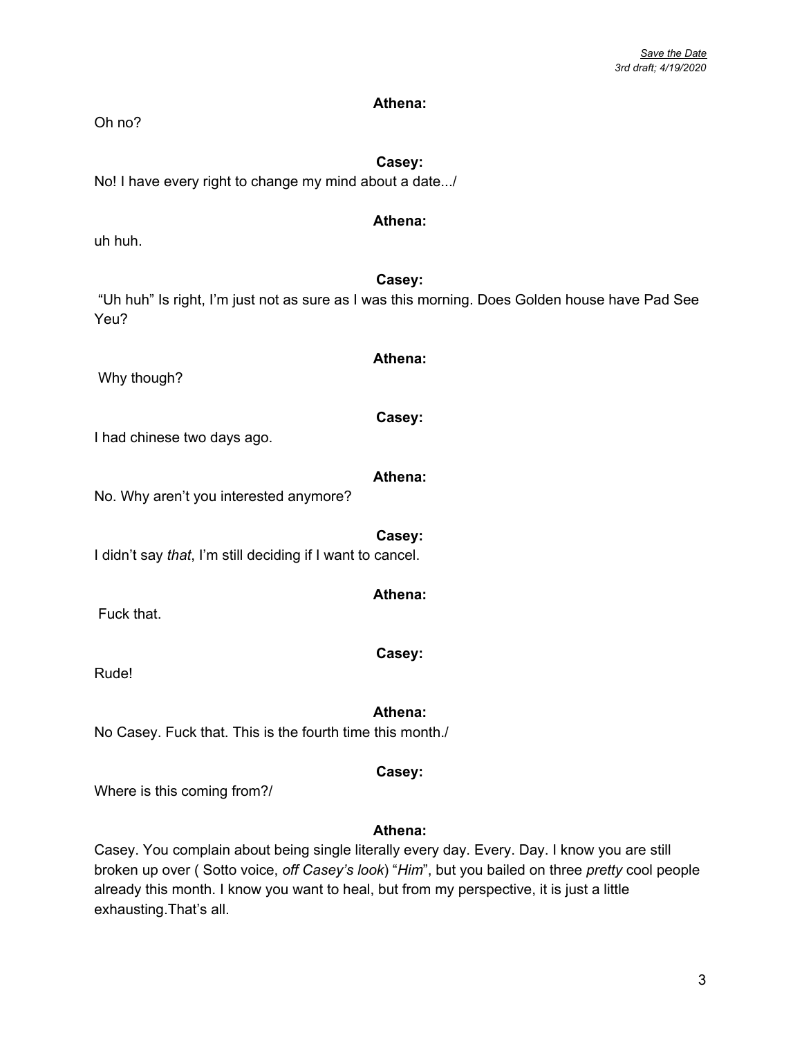**Athena:**

Oh no?

**Casey:**

No! I have every right to change my mind about a date.../

**Athena:**

uh huh.

**Casey:**

"Uh huh" Is right, I'm just not as sure as I was this morning. Does Golden house have Pad See Yeu?

**Athena:**

Why though?

**Casey:**

I had chinese two days ago.

**Athena:**

No. Why aren't you interested anymore?

**Casey:**

I didn't say *that*, I'm still deciding if I want to cancel.

**Athena:**

Fuck that.

**Casey:**

Rude!

**Athena:**

No Casey. Fuck that. This is the fourth time this month./

**Casey:**

Where is this coming from?/

**Athena:**

Casey. You complain about being single literally every day. Every. Day. I know you are still broken up over ( Sotto voice, *off Casey's look*) "*Him*", but you bailed on three *pretty* cool people already this month. I know you want to heal, but from my perspective, it is just a little exhausting.That's all.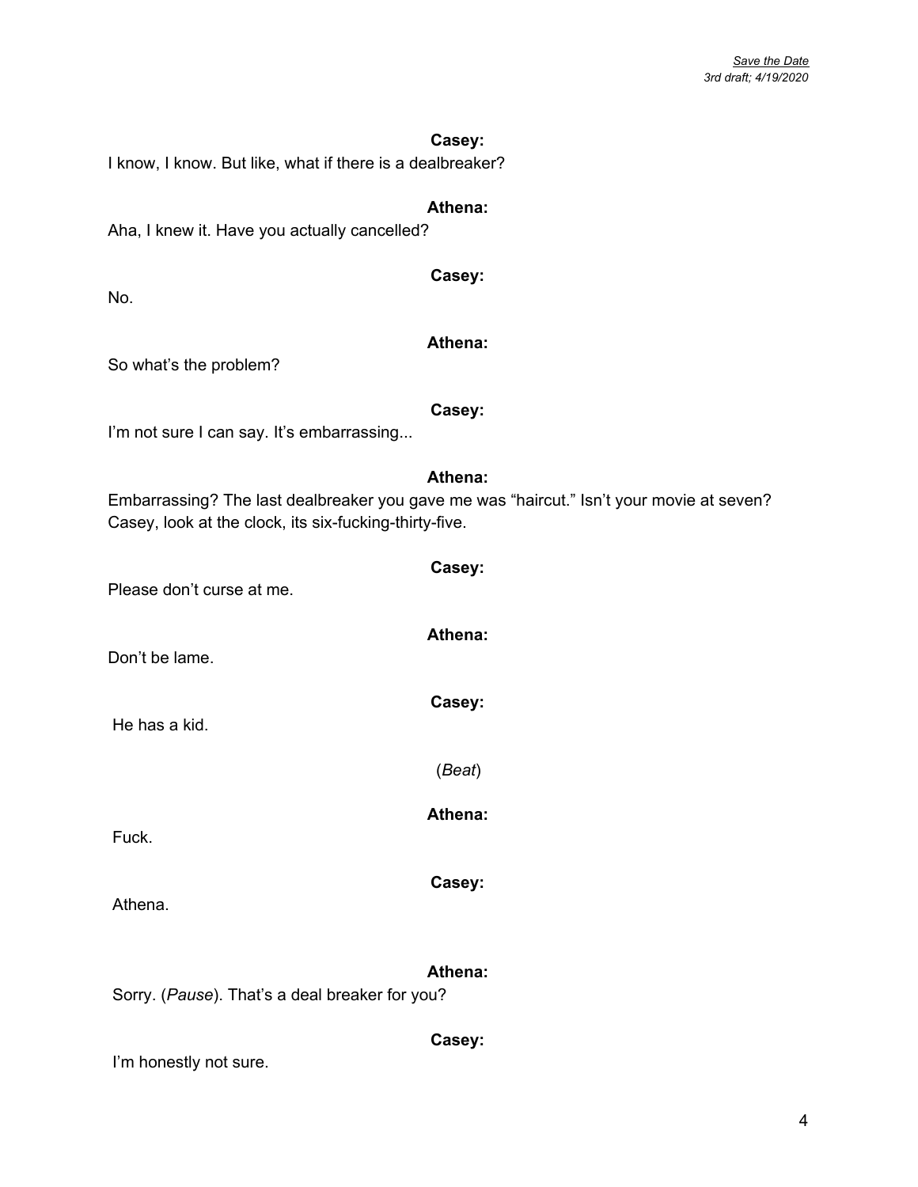**Casey:**

I know, I know. But like, what if there is a dealbreaker?

**Athena:**

Aha, I knew it. Have you actually cancelled?

**Casey:**

No.

**Athena:**

So what's the problem?

**Casey:**

I'm not sure I can say. It's embarrassing...

**Athena:**

Embarrassing? The last dealbreaker you gave me was "haircut." Isn't your movie at seven? Casey, look at the clock, its six-fucking-thirty-five.

**Casey:**

Please don't curse at me.

**Athena:**

Don't be lame.

**Casey:**

He has a kid.

(*Beat*)

**Athena:**

Fuck.

**Casey:**

Athena.

**Athena:**

Sorry. (*Pause*). That's a deal breaker for you?

**Casey:**

I'm honestly not sure.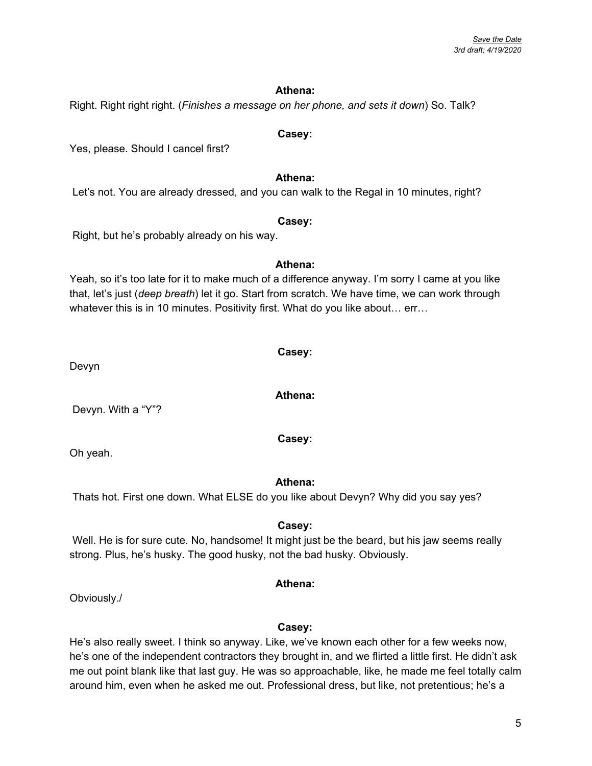**Athena:**

Right. Right right right. (*Finishes a message on her phone, and sets it down*) So. Talk?

**Casey:**

Yes, please. Should I cancel first?

**Athena:**

Let's not. You are already dressed, and you can walk to the Regal in 10 minutes, right?

**Casey:**

Right, but he's probably already on his way.

**Athena:**

Yeah, so it's too late for it to make much of a difference anyway. I'm sorry I came at you like that, let's just (*deep breath*) let it go. Start from scratch. We have time, we can work through whatever this is in 10 minutes. Positivity first. What do you like about… err…

**Casey:**

Devyn

**Athena:**

Devyn. With a "Y"?

**Casey:**

Oh yeah.

**Athena:**

Thats hot. First one down. What ELSE do you like about Devyn? Why did you say yes?

**Casey:**

Well. He is for sure cute. No, handsome! It might just be the beard, but his jaw seems really strong. Plus, he's husky. The good husky, not the bad husky. Obviously.

**Athena:**

Obviously./

**Casey:**

He's also really sweet. I think so anyway. Like, we've known each other for a few weeks now, he's one of the independent contractors they brought in, and we flirted a little first. He didn't ask me out point blank like that last guy. He was so approachable, like, he made me feel totally calm around him, even when he asked me out. Professional dress, but like, not pretentious; he's a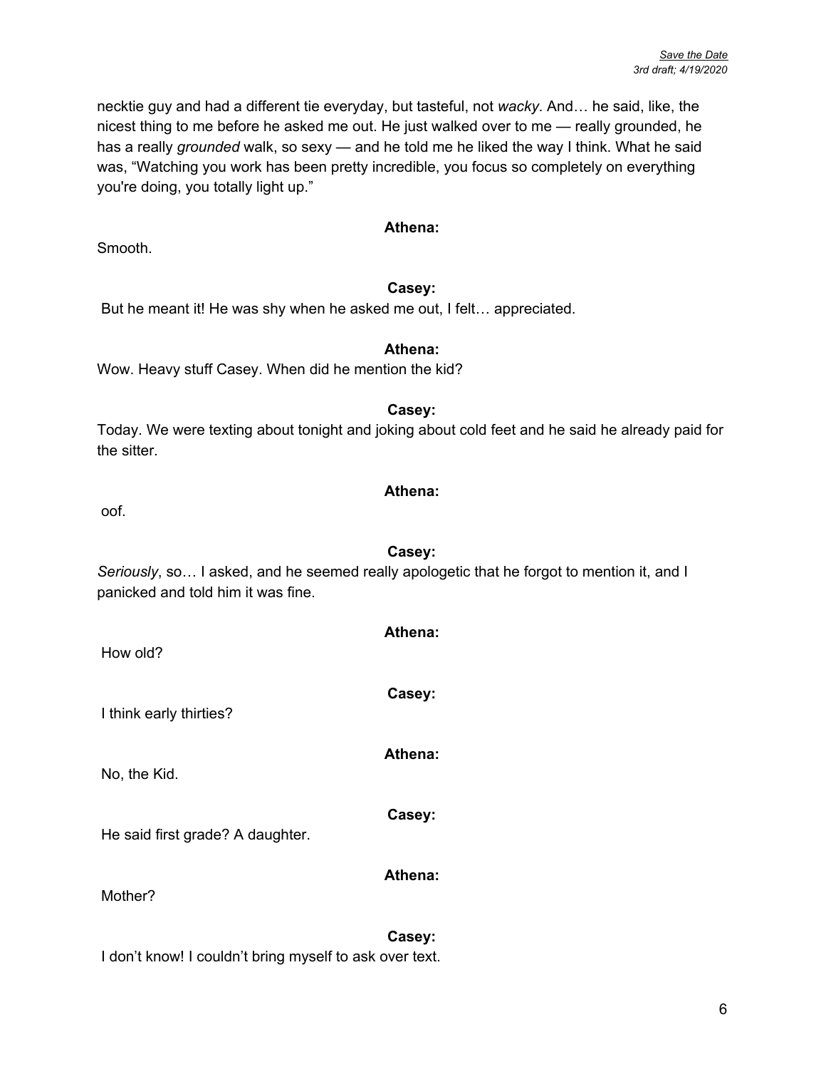necktie guy and had a different tie everyday, but tasteful, not *wacky*. And… he said, like, the nicest thing to me before he asked me out. He just walked over to me — really grounded, he has a really *grounded* walk, so sexy — and he told me he liked the way I think. What he said was, “Watching you work has been pretty incredible, you focus so completely on everything you're doing, you totally light up.”

**Athena:**

Smooth.

**Casey:**

But he meant it! He was shy when he asked me out, I felt… appreciated.

**Athena:**

Wow. Heavy stuff Casey. When did he mention the kid?

**Casey:**

Today. We were texting about tonight and joking about cold feet and he said he already paid for the sitter.

**Athena:**

oof.

**Casey:**

*Seriously*, so… I asked, and he seemed really apologetic that he forgot to mention it, and I panicked and told him it was fine.

**Athena:**

How old?

**Casey:**

I think early thirties?

**Athena:**

No, the Kid.

**Casey:**

He said first grade? A daughter.

**Athena:**

Mother?

**Casey:**

I don’t know! I couldn’t bring myself to ask over text.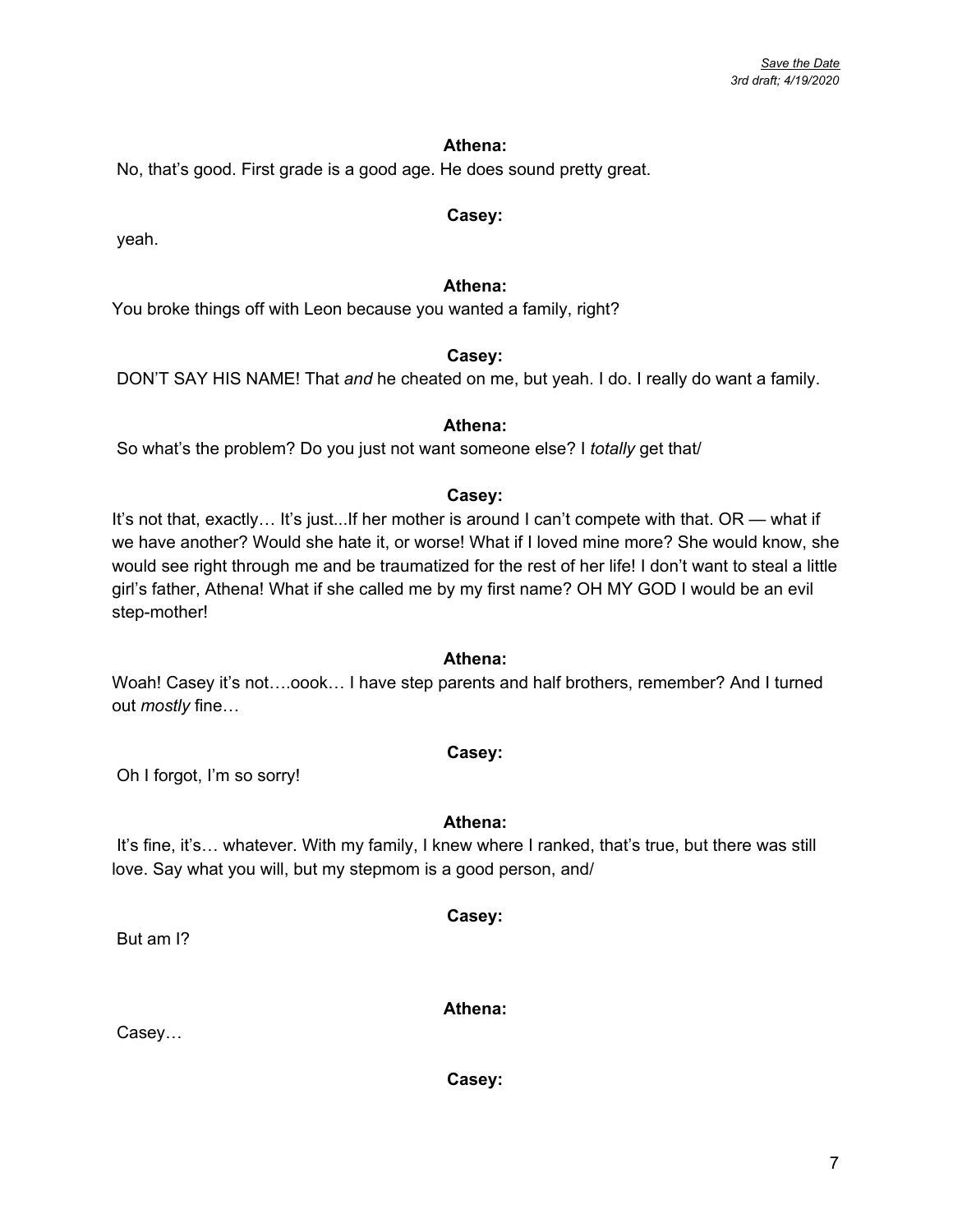**Athena:**

No, that's good. First grade is a good age. He does sound pretty great.

**Casey:**

yeah.

**Athena:**

You broke things off with Leon because you wanted a family, right?

**Casey:**

DON'T SAY HIS NAME! That *and* he cheated on me, but yeah. I do. I really do want a family.

**Athena:**

So what's the problem? Do you just not want someone else? I *totally* get that/

**Casey:**

It's not that, exactly… It's just...If her mother is around I can't compete with that. OR — what if we have another? Would she hate it, or worse! What if I loved mine more? She would know, she would see right through me and be traumatized for the rest of her life! I don't want to steal a little girl's father, Athena! What if she called me by my first name? OH MY GOD I would be an evil step-mother!

**Athena:**

Woah! Casey it's not….oook… I have step parents and half brothers, remember? And I turned out *mostly* fine…

**Casey:**

Oh I forgot, I'm so sorry!

**Athena:**

It's fine, it's… whatever. With my family, I knew where I ranked, that's true, but there was still love. Say what you will, but my stepmom is a good person, and/

**Casey:**

But am I?

**Athena:**

Casey…

**Casey:**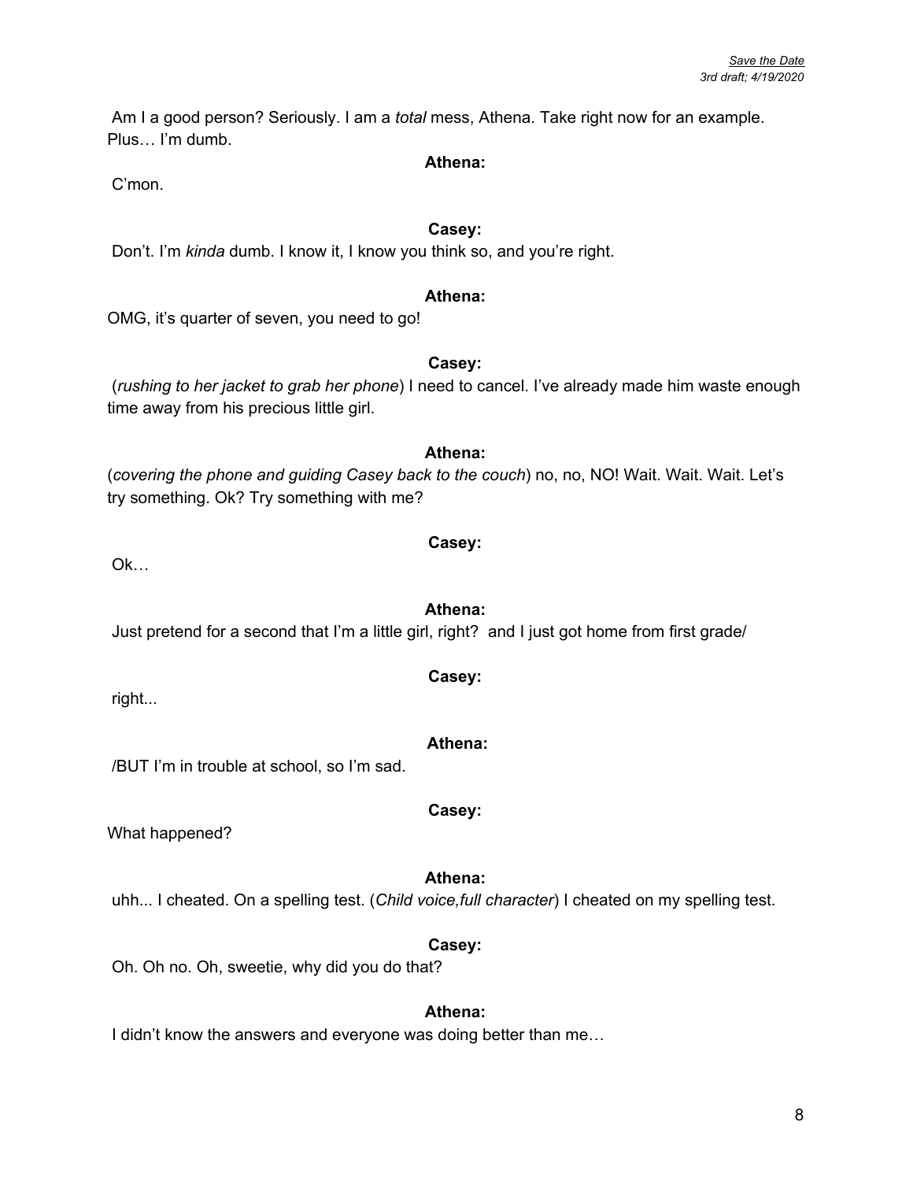Am I a good person? Seriously. I am a *total* mess, Athena. Take right now for an example. Plus… I'm dumb.

**Athena:**

C'mon.

**Casey:**

Don't. I'm *kinda* dumb. I know it, I know you think so, and you're right.

**Athena:**

OMG, it's quarter of seven, you need to go!

**Casey:**

(*rushing to her jacket to grab her phone*) I need to cancel. I've already made him waste enough time away from his precious little girl.

**Athena:**

(*covering the phone and guiding Casey back to the couch*) no, no, NO! Wait. Wait. Wait. Let's try something. Ok? Try something with me?

**Casey:**

Ok…

**Athena:**

Just pretend for a second that I'm a little girl, right? and I just got home from first grade/

**Casey:**

right...

**Athena:**

/BUT I'm in trouble at school, so I'm sad.

**Casey:**

What happened?

**Athena:**

uhh... I cheated. On a spelling test. (*Child voice,full character*) I cheated on my spelling test.

**Casey:**

Oh. Oh no. Oh, sweetie, why did you do that?

**Athena:**

I didn't know the answers and everyone was doing better than me…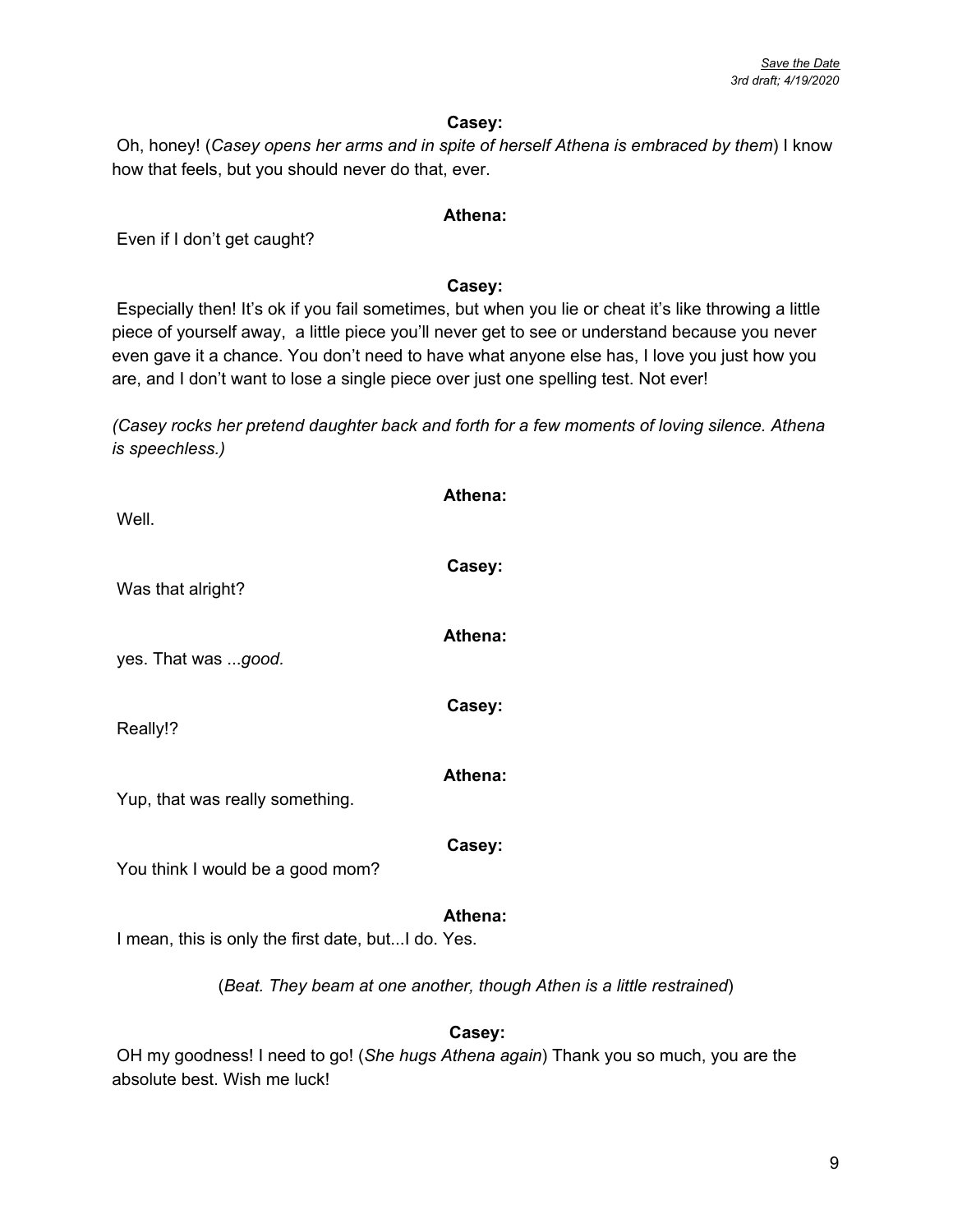**Casey:**

Oh, honey! (*Casey opens her arms and in spite of herself Athena is embraced by them*) I know how that feels, but you should never do that, ever.

**Athena:**

Even if I don't get caught?

**Casey:**

Especially then! It's ok if you fail sometimes, but when you lie or cheat it's like throwing a little piece of yourself away, a little piece you'll never get to see or understand because you never even gave it a chance. You don't need to have what anyone else has, I love you just how you are, and I don't want to lose a single piece over just one spelling test. Not ever!

*(Casey rocks her pretend daughter back and forth for a few moments of loving silence. Athena is speechless.)*

**Athena:**

Well.

**Casey:**

Was that alright?

**Athena:**

yes. That was ...*good.*

**Casey:**

Really!?

**Athena:**

Yup, that was really something.

**Casey:**

You think I would be a good mom?

**Athena:**

I mean, this is only the first date, but...I do. Yes.

(*Beat. They beam at one another, though Athen is a little restrained*)

**Casey:**

OH my goodness! I need to go! (*She hugs Athena again*) Thank you so much, you are the absolute best. Wish me luck!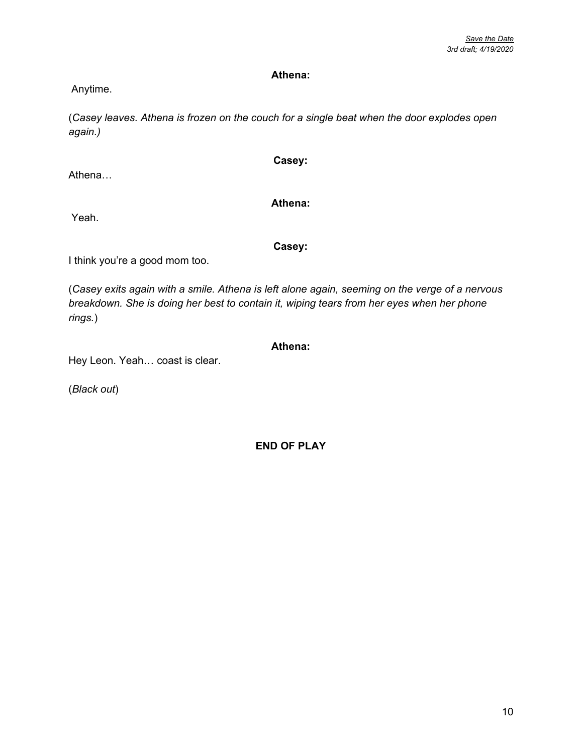**Athena:**

Anytime.

(*Casey leaves. Athena is frozen on the couch for a single beat when the door explodes open again.)*

**Casey:**

Athena…

**Athena:**

Yeah.

**Casey:**

I think you're a good mom too.

(*Casey exits again with a smile. Athena is left alone again, seeming on the verge of a nervous breakdown. She is doing her best to contain it, wiping tears from her eyes when her phone rings.*)

**Athena:**

Hey Leon. Yeah… coast is clear.

(*Black out*)

**END OF PLAY**